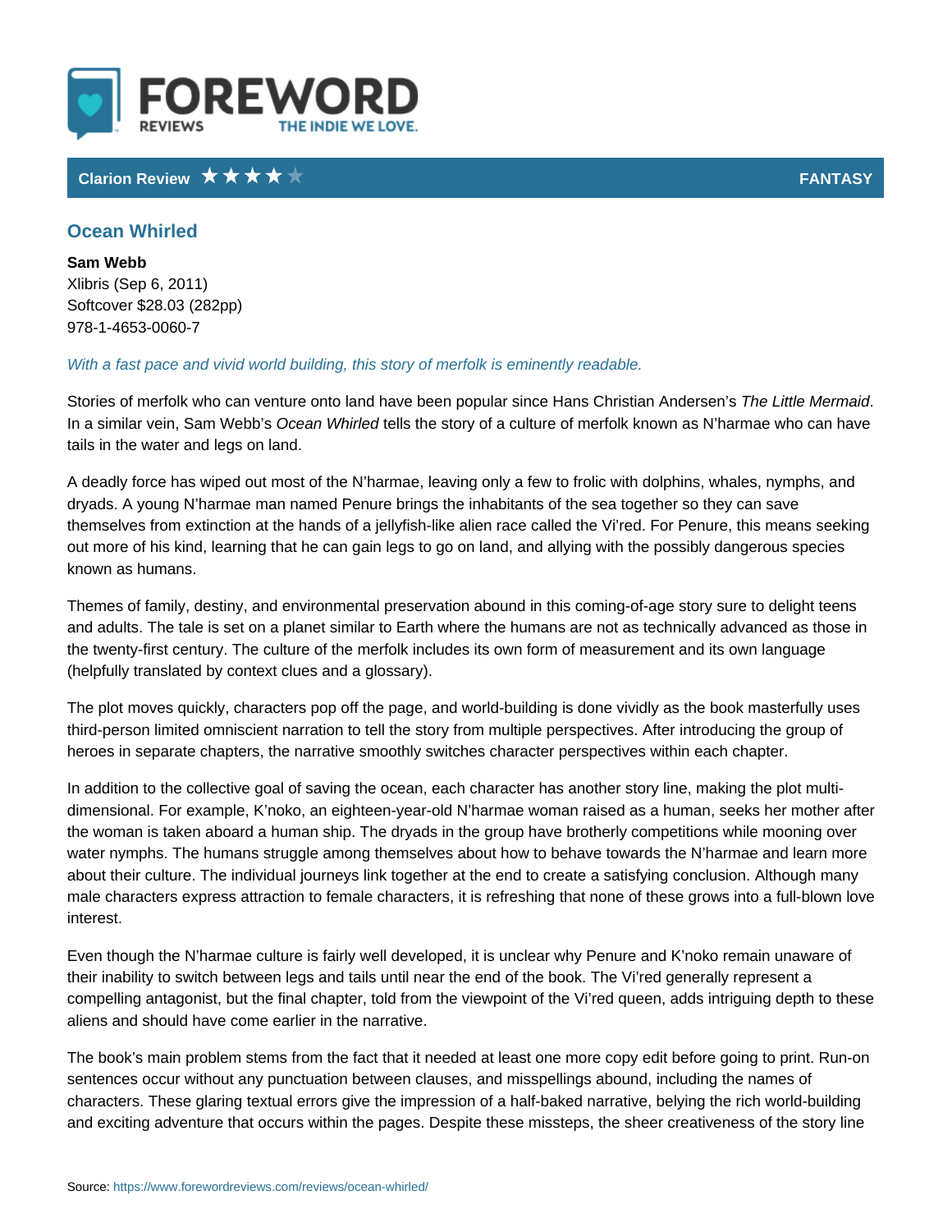FOREWORD REVIEWS

THE INDIE WE LOVE.

**Clarion Review** ★★★★☆ **FANTASY**

## Ocean Whirled

**Sam Webb**
Xlibris (Sep 6, 2011)
Softcover $28.03 (282pp)
978-1-4653-0060-7

*With a fast pace and vivid world building, this story of merfolk is eminently readable.*

Stories of merfolk who can venture onto land have been popular since Hans Christian Andersen's *The Little Mermaid*. In a similar vein, Sam Webb's *Ocean Whirled* tells the story of a culture of merfolk known as N'harmae who can have tails in the water and legs on land.

A deadly force has wiped out most of the N'harmae, leaving only a few to frolic with dolphins, whales, nymphs, and dryads. A young N'harmae man named Penure brings the inhabitants of the sea together so they can save themselves from extinction at the hands of a jellyfish-like alien race called the Vi'red. For Penure, this means seeking out more of his kind, learning that he can gain legs to go on land, and allying with the possibly dangerous species known as humans.

Themes of family, destiny, and environmental preservation abound in this coming-of-age story sure to delight teens and adults. The tale is set on a planet similar to Earth where the humans are not as technically advanced as those in the twenty-first century. The culture of the merfolk includes its own form of measurement and its own language (helpfully translated by context clues and a glossary).

The plot moves quickly, characters pop off the page, and world-building is done vividly as the book masterfully uses third-person limited omniscient narration to tell the story from multiple perspectives. After introducing the group of heroes in separate chapters, the narrative smoothly switches character perspectives within each chapter.

In addition to the collective goal of saving the ocean, each character has another story line, making the plot multi-dimensional. For example, K'noko, an eighteen-year-old N'harmae woman raised as a human, seeks her mother after the woman is taken aboard a human ship. The dryads in the group have brotherly competitions while mooning over water nymphs. The humans struggle among themselves about how to behave towards the N'harmae and learn more about their culture. The individual journeys link together at the end to create a satisfying conclusion. Although many male characters express attraction to female characters, it is refreshing that none of these grows into a full-blown love interest.

Even though the N'harmae culture is fairly well developed, it is unclear why Penure and K'noko remain unaware of their inability to switch between legs and tails until near the end of the book. The Vi'red generally represent a compelling antagonist, but the final chapter, told from the viewpoint of the Vi'red queen, adds intriguing depth to these aliens and should have come earlier in the narrative.

The book's main problem stems from the fact that it needed at least one more copy edit before going to print. Run-on sentences occur without any punctuation between clauses, and misspellings abound, including the names of characters. These glaring textual errors give the impression of a half-baked narrative, belying the rich world-building and exciting adventure that occurs within the pages. Despite these missteps, the sheer creativeness of the story line

Source: https://www.forewordreviews.com/reviews/ocean-whirled/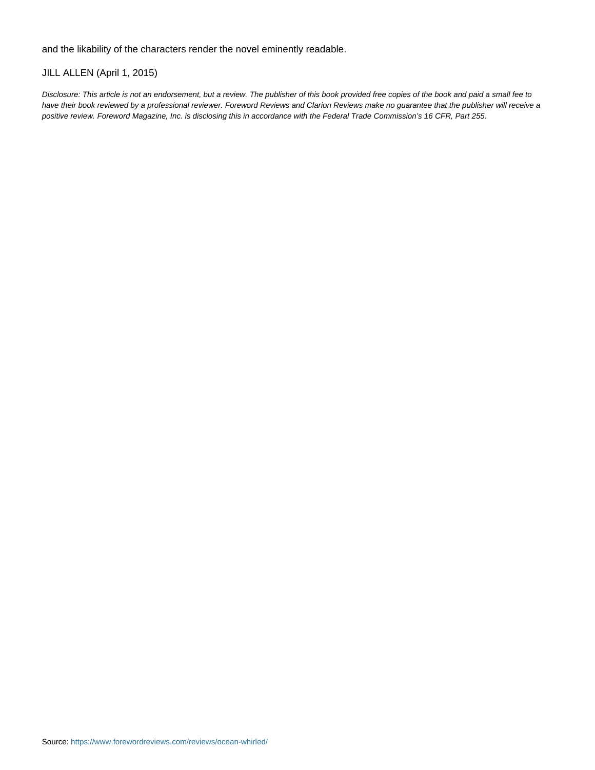and the likability of the characters render the novel eminently readable.

JILL ALLEN (April 1, 2015)

*Disclosure: This article is not an endorsement, but a review. The publisher of this book provided free copies of the book and paid a small fee to have their book reviewed by a professional reviewer. Foreword Reviews and Clarion Reviews make no guarantee that the publisher will receive a positive review. Foreword Magazine, Inc. is disclosing this in accordance with the Federal Trade Commission's 16 CFR, Part 255.*

Source: https://www.forewordreviews.com/reviews/ocean-whirled/